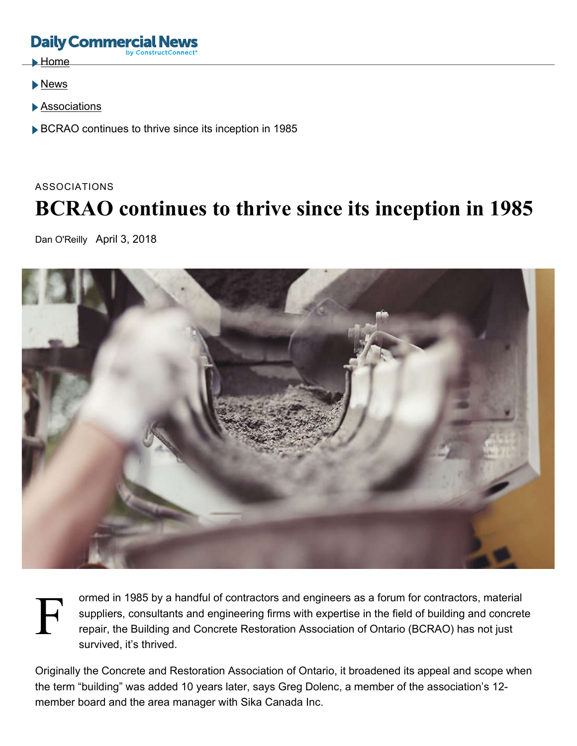Daily Commercial News by ConstructConnect®

- Home
- News
- Associations
- BCRAO continues to thrive since its inception in 1985

ASSOCIATIONS

# BCRAO continues to thrive since its inception in 1985

Dan O'Reilly April 3, 2018

Formed in 1985 by a handful of contractors and engineers as a forum for contractors, material suppliers, consultants and engineering firms with expertise in the field of building and concrete repair, the Building and Concrete Restoration Association of Ontario (BCRAO) has not just survived, it's thrived.

Originally the Concrete and Restoration Association of Ontario, it broadened its appeal and scope when the term "building" was added 10 years later, says Greg Dolenc, a member of the association's 12-member board and the area manager with Sika Canada Inc.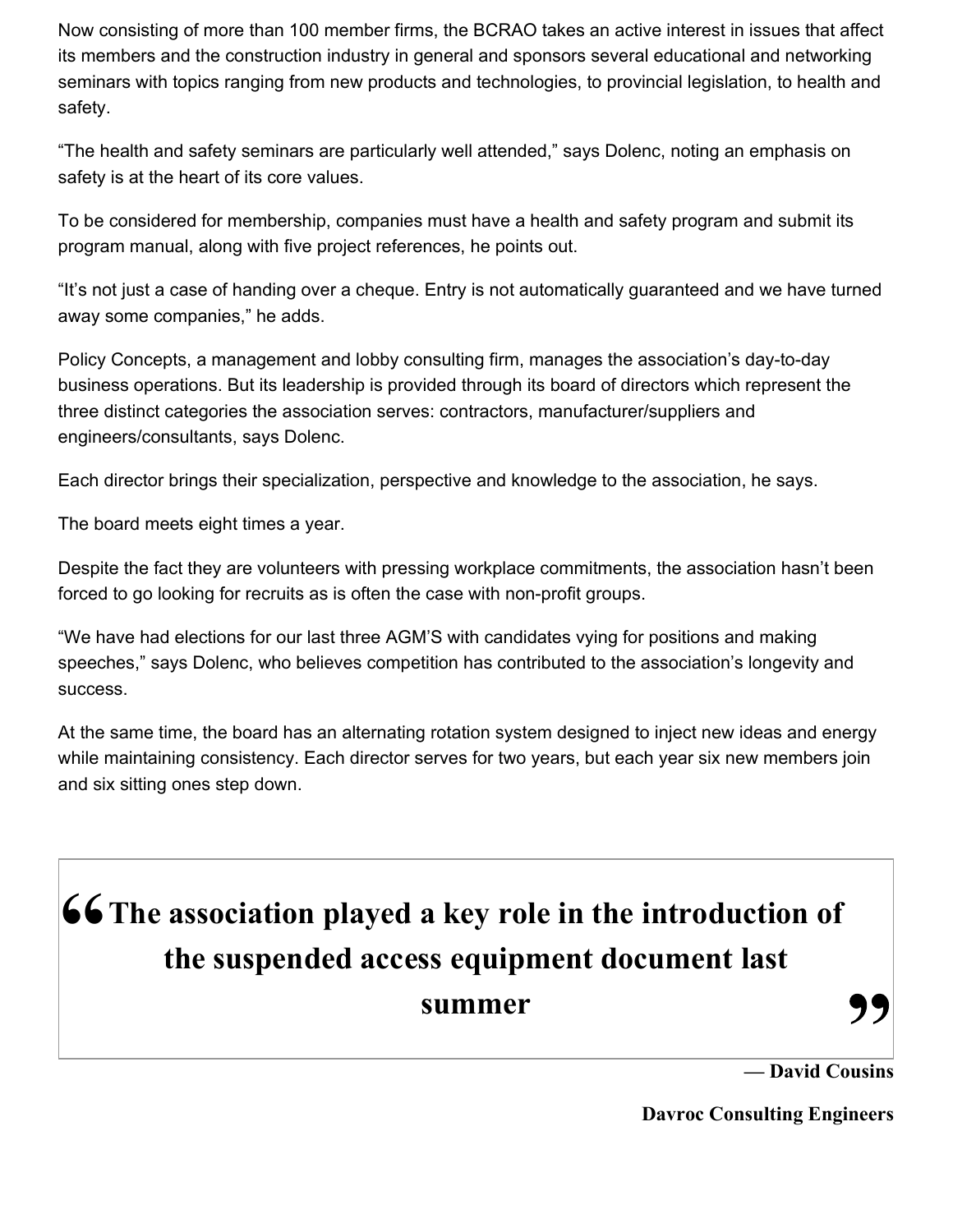Now consisting of more than 100 member firms, the BCRAO takes an active interest in issues that affect its members and the construction industry in general and sponsors several educational and networking seminars with topics ranging from new products and technologies, to provincial legislation, to health and safety.

"The health and safety seminars are particularly well attended," says Dolenc, noting an emphasis on safety is at the heart of its core values.

To be considered for membership, companies must have a health and safety program and submit its program manual, along with five project references, he points out.

"It's not just a case of handing over a cheque. Entry is not automatically guaranteed and we have turned away some companies," he adds.

Policy Concepts, a management and lobby consulting firm, manages the association's day-to-day business operations. But its leadership is provided through its board of directors which represent the three distinct categories the association serves: contractors, manufacturer/suppliers and engineers/consultants, says Dolenc.

Each director brings their specialization, perspective and knowledge to the association, he says.

The board meets eight times a year.

Despite the fact they are volunteers with pressing workplace commitments, the association hasn't been forced to go looking for recruits as is often the case with non-profit groups.

"We have had elections for our last three AGM'S with candidates vying for positions and making speeches," says Dolenc, who believes competition has contributed to the association's longevity and success.

At the same time, the board has an alternating rotation system designed to inject new ideas and energy while maintaining consistency. Each director serves for two years, but each year six new members join and six sitting ones step down.

> **"The association played a key role in the introduction of the suspended access equipment document last summer"**
>
> **— David Cousins**
>
> **Davroc Consulting Engineers**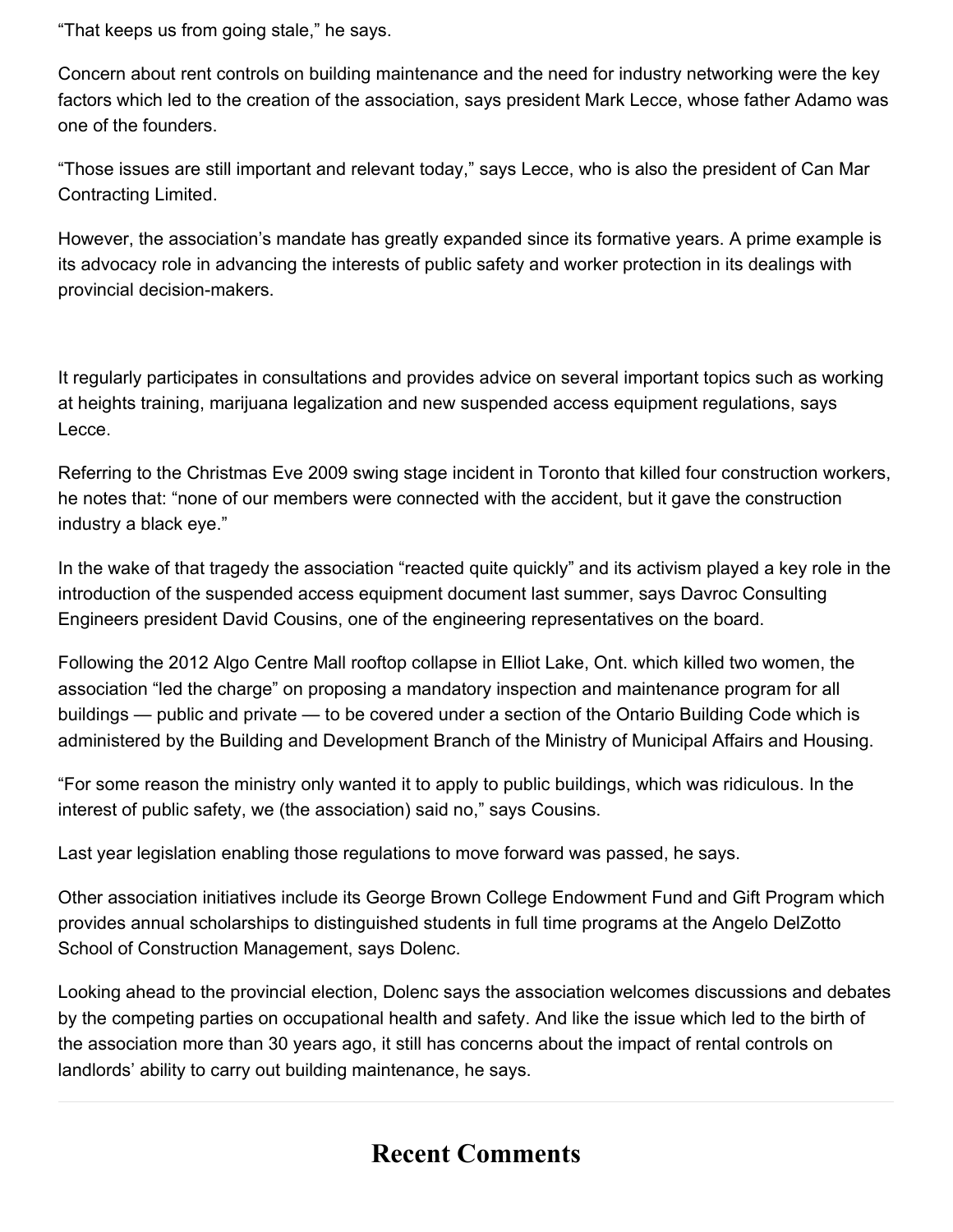"That keeps us from going stale," he says.

Concern about rent controls on building maintenance and the need for industry networking were the key factors which led to the creation of the association, says president Mark Lecce, whose father Adamo was one of the founders.

"Those issues are still important and relevant today," says Lecce, who is also the president of Can Mar Contracting Limited.

However, the association's mandate has greatly expanded since its formative years. A prime example is its advocacy role in advancing the interests of public safety and worker protection in its dealings with provincial decision-makers.

It regularly participates in consultations and provides advice on several important topics such as working at heights training, marijuana legalization and new suspended access equipment regulations, says Lecce.

Referring to the Christmas Eve 2009 swing stage incident in Toronto that killed four construction workers, he notes that: "none of our members were connected with the accident, but it gave the construction industry a black eye."

In the wake of that tragedy the association "reacted quite quickly" and its activism played a key role in the introduction of the suspended access equipment document last summer, says Davroc Consulting Engineers president David Cousins, one of the engineering representatives on the board.

Following the 2012 Algo Centre Mall rooftop collapse in Elliot Lake, Ont. which killed two women, the association "led the charge" on proposing a mandatory inspection and maintenance program for all buildings — public and private — to be covered under a section of the Ontario Building Code which is administered by the Building and Development Branch of the Ministry of Municipal Affairs and Housing.

"For some reason the ministry only wanted it to apply to public buildings, which was ridiculous. In the interest of public safety, we (the association) said no," says Cousins.

Last year legislation enabling those regulations to move forward was passed, he says.

Other association initiatives include its George Brown College Endowment Fund and Gift Program which provides annual scholarships to distinguished students in full time programs at the Angelo DelZotto School of Construction Management, says Dolenc.

Looking ahead to the provincial election, Dolenc says the association welcomes discussions and debates by the competing parties on occupational health and safety. And like the issue which led to the birth of the association more than 30 years ago, it still has concerns about the impact of rental controls on landlords' ability to carry out building maintenance, he says.

## Recent Comments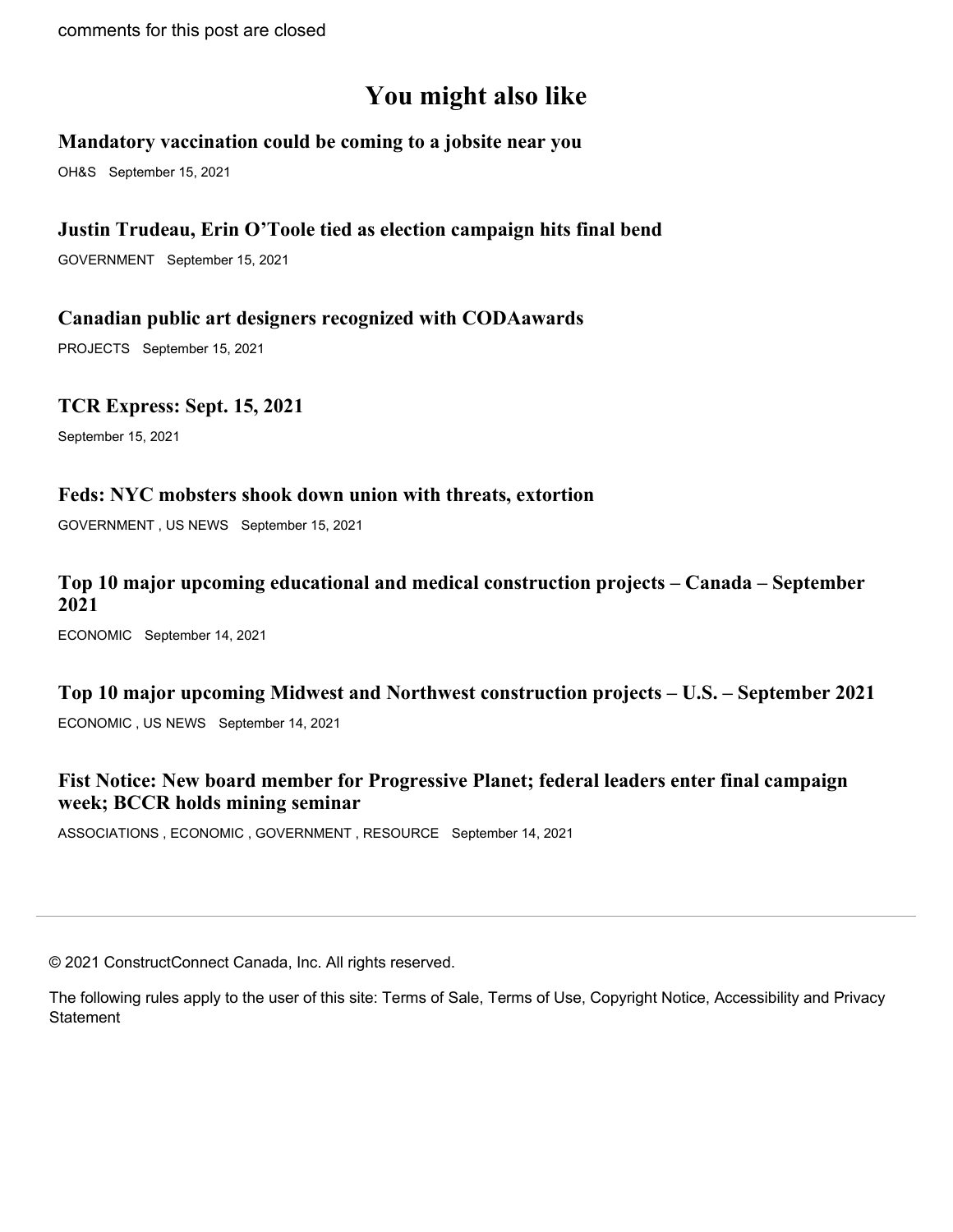comments for this post are closed

## You might also like

### Mandatory vaccination could be coming to a jobsite near you

OH&S September 15, 2021

### Justin Trudeau, Erin O'Toole tied as election campaign hits final bend

GOVERNMENT September 15, 2021

### Canadian public art designers recognized with CODAawards

PROJECTS September 15, 2021

### TCR Express: Sept. 15, 2021

September 15, 2021

### Feds: NYC mobsters shook down union with threats, extortion

GOVERNMENT , US NEWS September 15, 2021

### Top 10 major upcoming educational and medical construction projects – Canada – September 2021

ECONOMIC September 14, 2021

### Top 10 major upcoming Midwest and Northwest construction projects – U.S. – September 2021

ECONOMIC , US NEWS September 14, 2021

### Fist Notice: New board member for Progressive Planet; federal leaders enter final campaign week; BCCR holds mining seminar

ASSOCIATIONS , ECONOMIC , GOVERNMENT , RESOURCE September 14, 2021

---

© 2021 ConstructConnect Canada, Inc. All rights reserved.

The following rules apply to the user of this site: Terms of Sale, Terms of Use, Copyright Notice, Accessibility and Privacy Statement